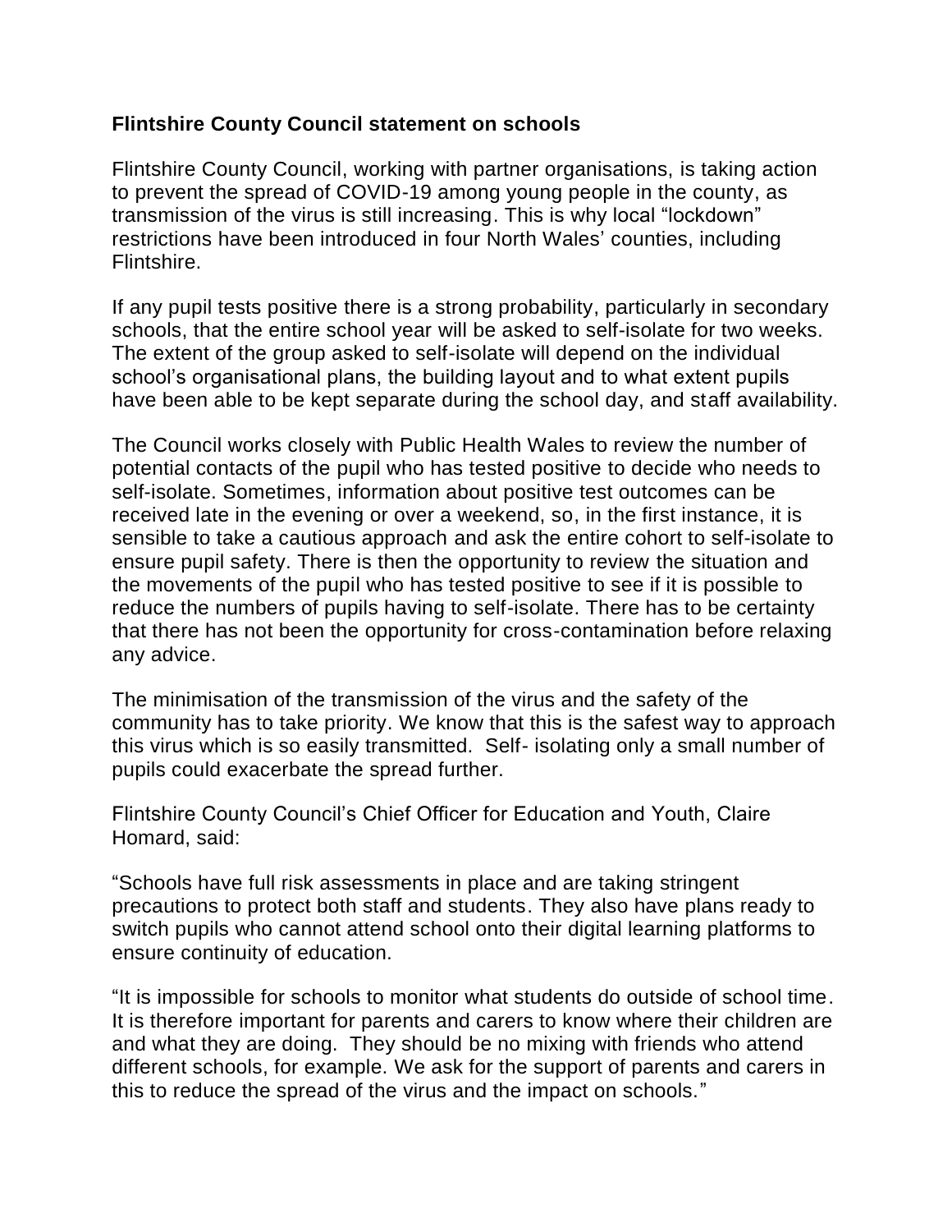**Flintshire County Council statement on schools**

Flintshire County Council, working with partner organisations, is taking action to prevent the spread of COVID-19 among young people in the county, as transmission of the virus is still increasing. This is why local "lockdown" restrictions have been introduced in four North Wales' counties, including Flintshire.

If any pupil tests positive there is a strong probability, particularly in secondary schools, that the entire school year will be asked to self-isolate for two weeks. The extent of the group asked to self-isolate will depend on the individual school's organisational plans, the building layout and to what extent pupils have been able to be kept separate during the school day, and staff availability.

The Council works closely with Public Health Wales to review the number of potential contacts of the pupil who has tested positive to decide who needs to self-isolate. Sometimes, information about positive test outcomes can be received late in the evening or over a weekend, so, in the first instance, it is sensible to take a cautious approach and ask the entire cohort to self-isolate to ensure pupil safety. There is then the opportunity to review the situation and the movements of the pupil who has tested positive to see if it is possible to reduce the numbers of pupils having to self-isolate. There has to be certainty that there has not been the opportunity for cross-contamination before relaxing any advice.

The minimisation of the transmission of the virus and the safety of the community has to take priority. We know that this is the safest way to approach this virus which is so easily transmitted. Self- isolating only a small number of pupils could exacerbate the spread further.

Flintshire County Council's Chief Officer for Education and Youth, Claire Homard, said:

"Schools have full risk assessments in place and are taking stringent precautions to protect both staff and students. They also have plans ready to switch pupils who cannot attend school onto their digital learning platforms to ensure continuity of education.

"It is impossible for schools to monitor what students do outside of school time. It is therefore important for parents and carers to know where their children are and what they are doing. They should be no mixing with friends who attend different schools, for example. We ask for the support of parents and carers in this to reduce the spread of the virus and the impact on schools."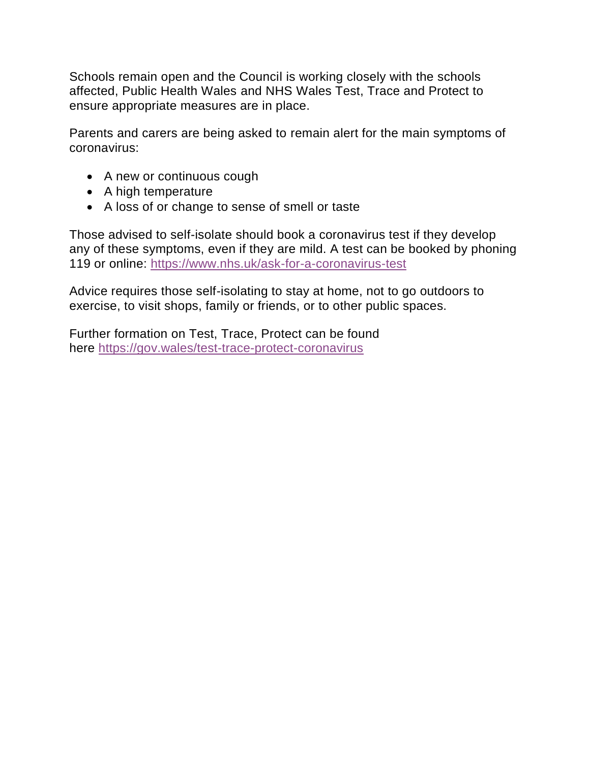Schools remain open and the Council is working closely with the schools affected, Public Health Wales and NHS Wales Test, Trace and Protect to ensure appropriate measures are in place.

Parents and carers are being asked to remain alert for the main symptoms of coronavirus:

- A new or continuous cough
- A high temperature
- A loss of or change to sense of smell or taste

Those advised to self-isolate should book a coronavirus test if they develop any of these symptoms, even if they are mild. A test can be booked by phoning 119 or online: https://www.nhs.uk/ask-for-a-coronavirus-test

Advice requires those self-isolating to stay at home, not to go outdoors to exercise, to visit shops, family or friends, or to other public spaces.

Further formation on Test, Trace, Protect can be found here https://gov.wales/test-trace-protect-coronavirus